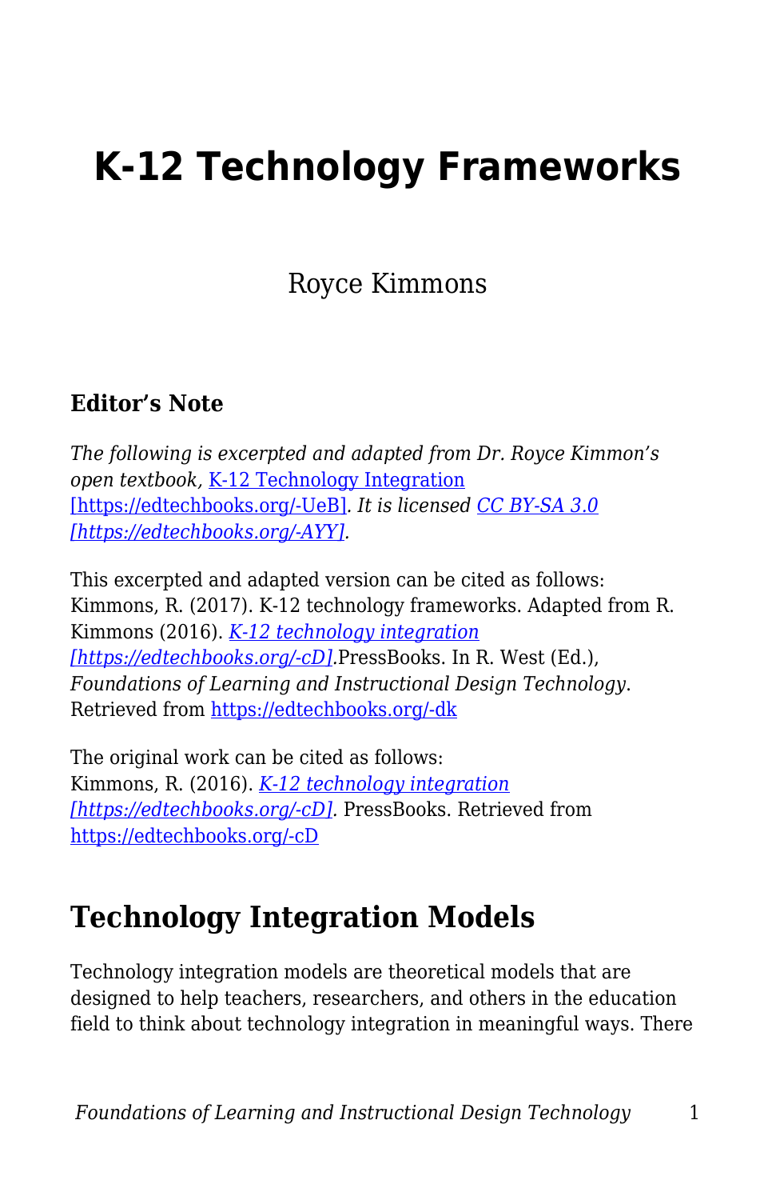# K-12 Technology Frameworks

Royce Kimmons

### Editor's Note

*The following is excerpted and adapted from Dr. Royce Kimmon's open textbook,* [K-12 Technology Integration [https://edtechbooks.org/-UeB]](https://edtechbooks.org/-UeB)*. It is licensed* [*CC BY-SA 3.0 [https://edtechbooks.org/-AYY]*](https://edtechbooks.org/-AYY)*.*

This excerpted and adapted version can be cited as follows:
Kimmons, R. (2017). K-12 technology frameworks. Adapted from R. Kimmons (2016). [*K-12 technology integration [https://edtechbooks.org/-cD]*](https://edtechbooks.org/-cD).PressBooks. In R. West (Ed.), *Foundations of Learning and Instructional Design Technology*. Retrieved from [https://edtechbooks.org/-dk](https://edtechbooks.org/-dk)

The original work can be cited as follows:
Kimmons, R. (2016). [*K-12 technology integration [https://edtechbooks.org/-cD]*](https://edtechbooks.org/-cD). PressBooks. Retrieved from [https://edtechbooks.org/-cD](https://edtechbooks.org/-cD)

## Technology Integration Models

Technology integration models are theoretical models that are designed to help teachers, researchers, and others in the education field to think about technology integration in meaningful ways. There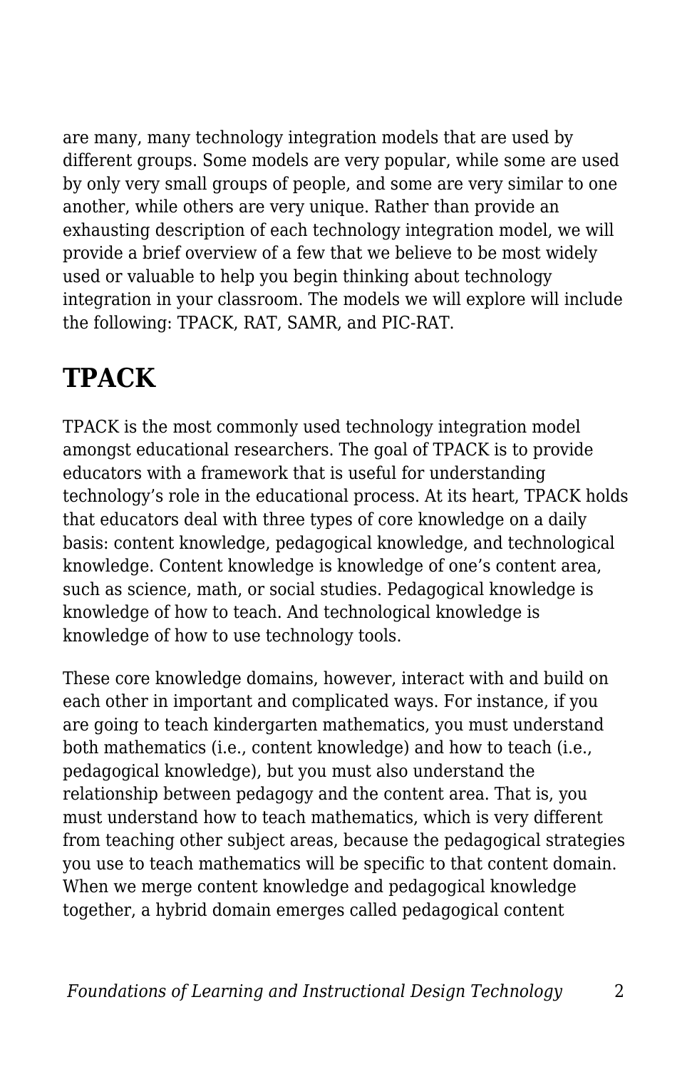are many, many technology integration models that are used by different groups. Some models are very popular, while some are used by only very small groups of people, and some are very similar to one another, while others are very unique. Rather than provide an exhausting description of each technology integration model, we will provide a brief overview of a few that we believe to be most widely used or valuable to help you begin thinking about technology integration in your classroom. The models we will explore will include the following: TPACK, RAT, SAMR, and PIC-RAT.

## TPACK

TPACK is the most commonly used technology integration model amongst educational researchers. The goal of TPACK is to provide educators with a framework that is useful for understanding technology's role in the educational process. At its heart, TPACK holds that educators deal with three types of core knowledge on a daily basis: content knowledge, pedagogical knowledge, and technological knowledge. Content knowledge is knowledge of one's content area, such as science, math, or social studies. Pedagogical knowledge is knowledge of how to teach. And technological knowledge is knowledge of how to use technology tools.

These core knowledge domains, however, interact with and build on each other in important and complicated ways. For instance, if you are going to teach kindergarten mathematics, you must understand both mathematics (i.e., content knowledge) and how to teach (i.e., pedagogical knowledge), but you must also understand the relationship between pedagogy and the content area. That is, you must understand how to teach mathematics, which is very different from teaching other subject areas, because the pedagogical strategies you use to teach mathematics will be specific to that content domain. When we merge content knowledge and pedagogical knowledge together, a hybrid domain emerges called pedagogical content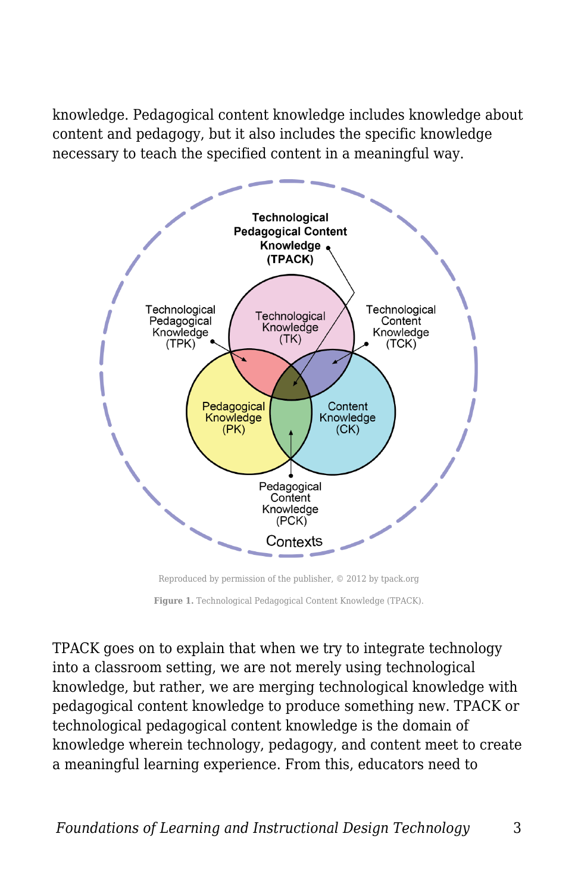knowledge. Pedagogical content knowledge includes knowledge about content and pedagogy, but it also includes the specific knowledge necessary to teach the specified content in a meaningful way.

Reproduced by permission of the publisher, © 2012 by tpack.org

**Figure 1.** Technological Pedagogical Content Knowledge (TPACK).

TPACK goes on to explain that when we try to integrate technology into a classroom setting, we are not merely using technological knowledge, but rather, we are merging technological knowledge with pedagogical content knowledge to produce something new. TPACK or technological pedagogical content knowledge is the domain of knowledge wherein technology, pedagogy, and content meet to create a meaningful learning experience. From this, educators need to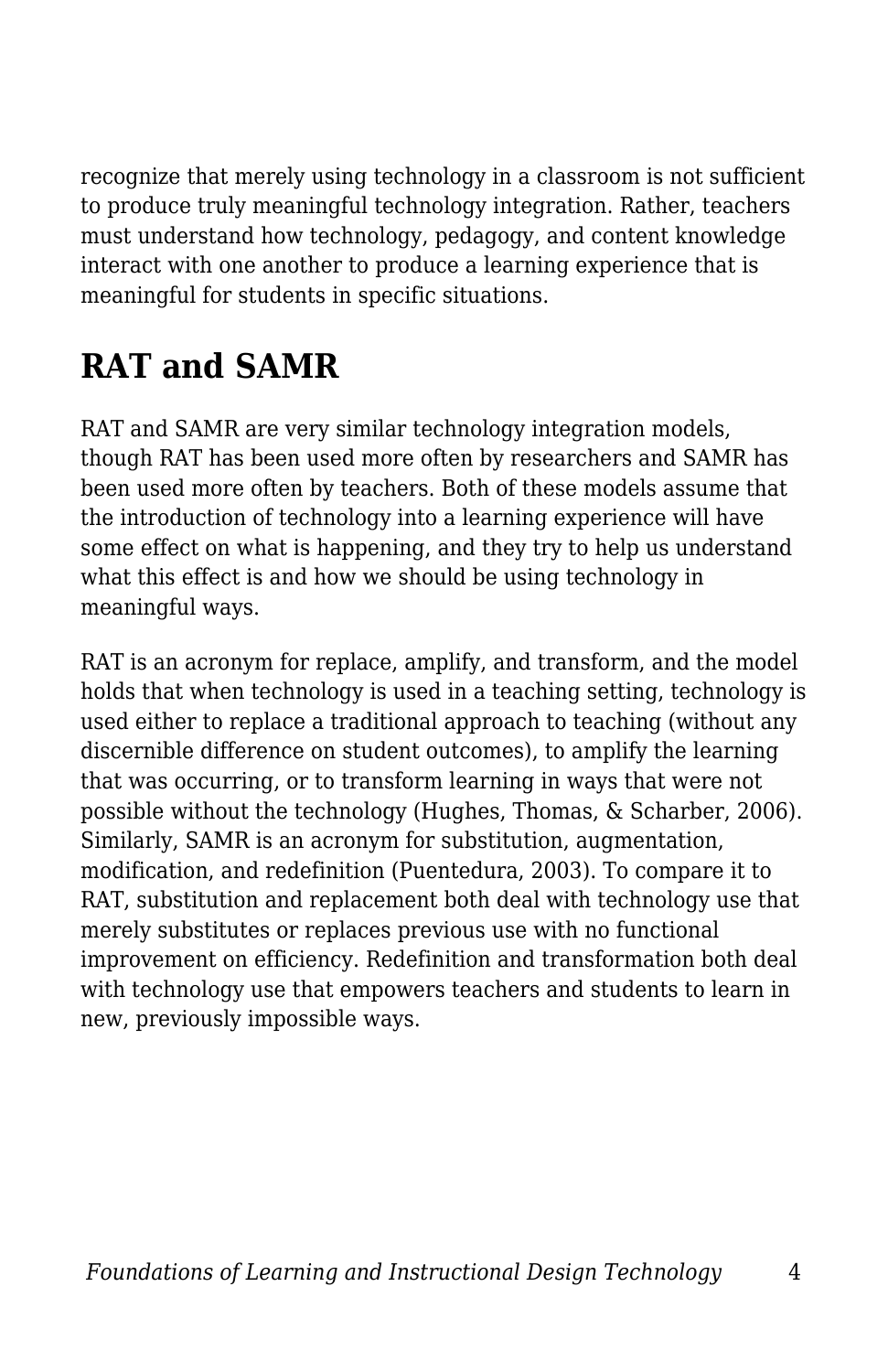recognize that merely using technology in a classroom is not sufficient to produce truly meaningful technology integration. Rather, teachers must understand how technology, pedagogy, and content knowledge interact with one another to produce a learning experience that is meaningful for students in specific situations.

## RAT and SAMR

RAT and SAMR are very similar technology integration models, though RAT has been used more often by researchers and SAMR has been used more often by teachers. Both of these models assume that the introduction of technology into a learning experience will have some effect on what is happening, and they try to help us understand what this effect is and how we should be using technology in meaningful ways.

RAT is an acronym for replace, amplify, and transform, and the model holds that when technology is used in a teaching setting, technology is used either to replace a traditional approach to teaching (without any discernible difference on student outcomes), to amplify the learning that was occurring, or to transform learning in ways that were not possible without the technology (Hughes, Thomas, & Scharber, 2006). Similarly, SAMR is an acronym for substitution, augmentation, modification, and redefinition (Puentedura, 2003). To compare it to RAT, substitution and replacement both deal with technology use that merely substitutes or replaces previous use with no functional improvement on efficiency. Redefinition and transformation both deal with technology use that empowers teachers and students to learn in new, previously impossible ways.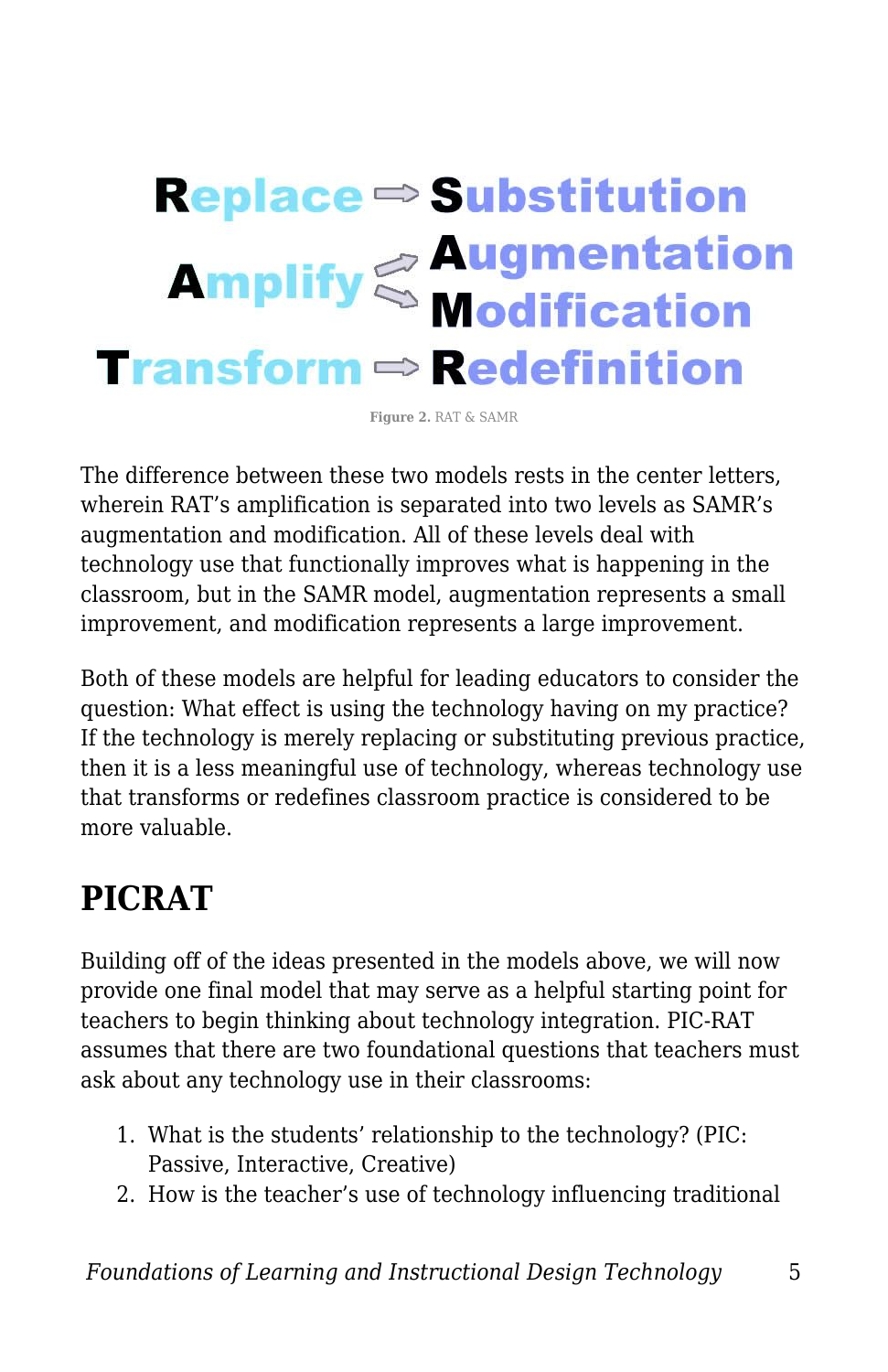Replace ⇨ Substitution

Amplify ⇨ Augmentation, Modification

Transform ⇨ Redefinition

**Figure 2.** RAT & SAMR

The difference between these two models rests in the center letters, wherein RAT's amplification is separated into two levels as SAMR's augmentation and modification. All of these levels deal with technology use that functionally improves what is happening in the classroom, but in the SAMR model, augmentation represents a small improvement, and modification represents a large improvement.

Both of these models are helpful for leading educators to consider the question: What effect is using the technology having on my practice? If the technology is merely replacing or substituting previous practice, then it is a less meaningful use of technology, whereas technology use that transforms or redefines classroom practice is considered to be more valuable.

## PICRAT

Building off of the ideas presented in the models above, we will now provide one final model that may serve as a helpful starting point for teachers to begin thinking about technology integration. PIC-RAT assumes that there are two foundational questions that teachers must ask about any technology use in their classrooms:

1. What is the students' relationship to the technology? (PIC: Passive, Interactive, Creative)
2. How is the teacher's use of technology influencing traditional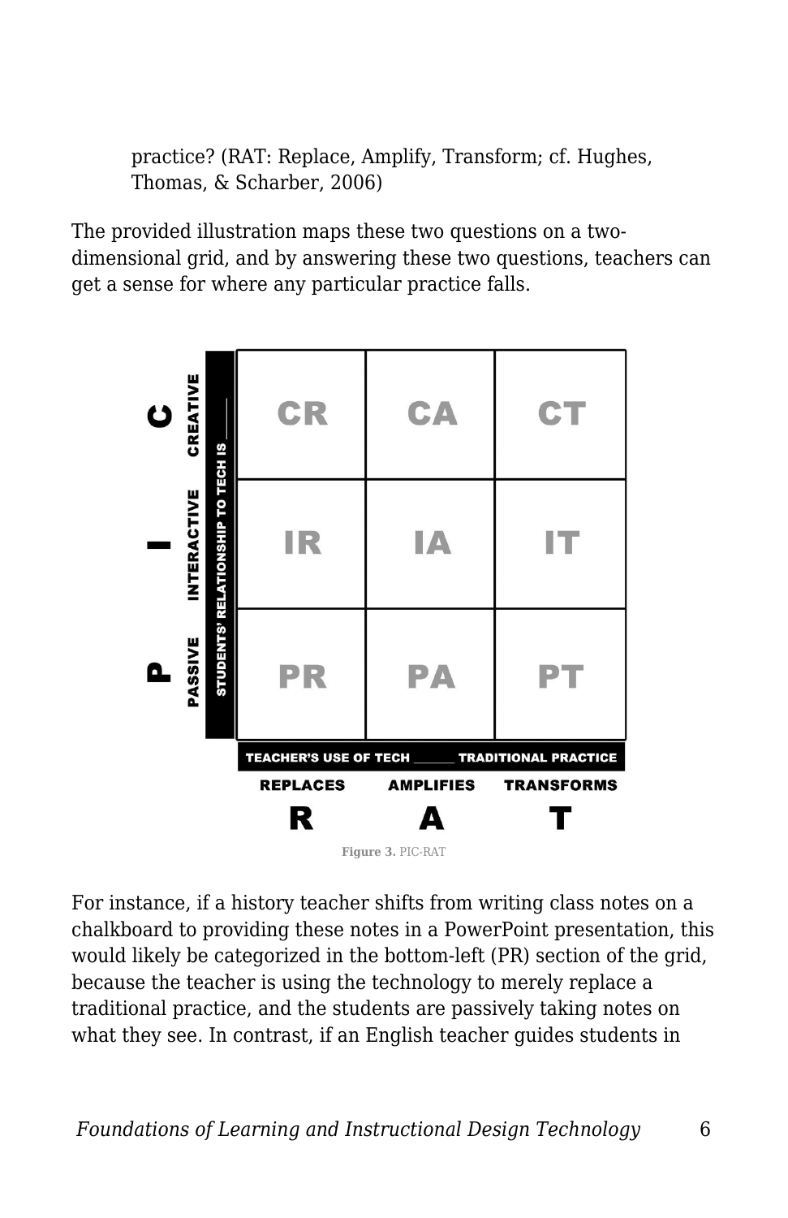practice? (RAT: Replace, Amplify, Transform; cf. Hughes, Thomas, & Scharber, 2006)

The provided illustration maps these two questions on a two-dimensional grid, and by answering these two questions, teachers can get a sense for where any particular practice falls.

| STUDENTS' RELATIONSHIP TO TECH IS ___ | REPLACES (R) | AMPLIFIES (A) | TRANSFORMS (T) |
|---|---|---|---|
| C — CREATIVE | CR | CA | CT |
| I — INTERACTIVE | IR | IA | IT |
| P — PASSIVE | PR | PA | PT |

TEACHER'S USE OF TECH ______ TRADITIONAL PRACTICE

**Figure 3.** PIC-RAT

For instance, if a history teacher shifts from writing class notes on a chalkboard to providing these notes in a PowerPoint presentation, this would likely be categorized in the bottom-left (PR) section of the grid, because the teacher is using the technology to merely replace a traditional practice, and the students are passively taking notes on what they see. In contrast, if an English teacher guides students in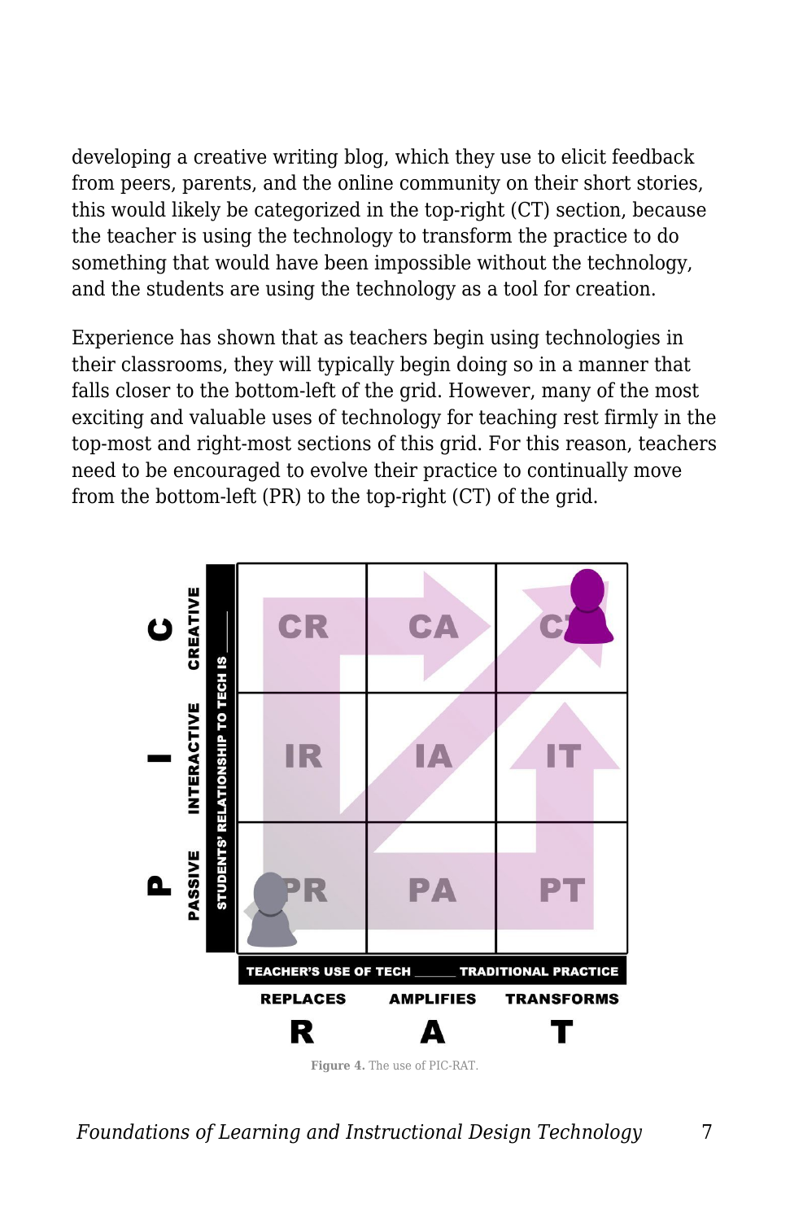developing a creative writing blog, which they use to elicit feedback from peers, parents, and the online community on their short stories, this would likely be categorized in the top-right (CT) section, because the teacher is using the technology to transform the practice to do something that would have been impossible without the technology, and the students are using the technology as a tool for creation.

Experience has shown that as teachers begin using technologies in their classrooms, they will typically begin doing so in a manner that falls closer to the bottom-left of the grid. However, many of the most exciting and valuable uses of technology for teaching rest firmly in the top-most and right-most sections of this grid. For this reason, teachers need to be encouraged to evolve their practice to continually move from the bottom-left (PR) to the top-right (CT) of the grid.

**Figure 4.** The use of PIC-RAT.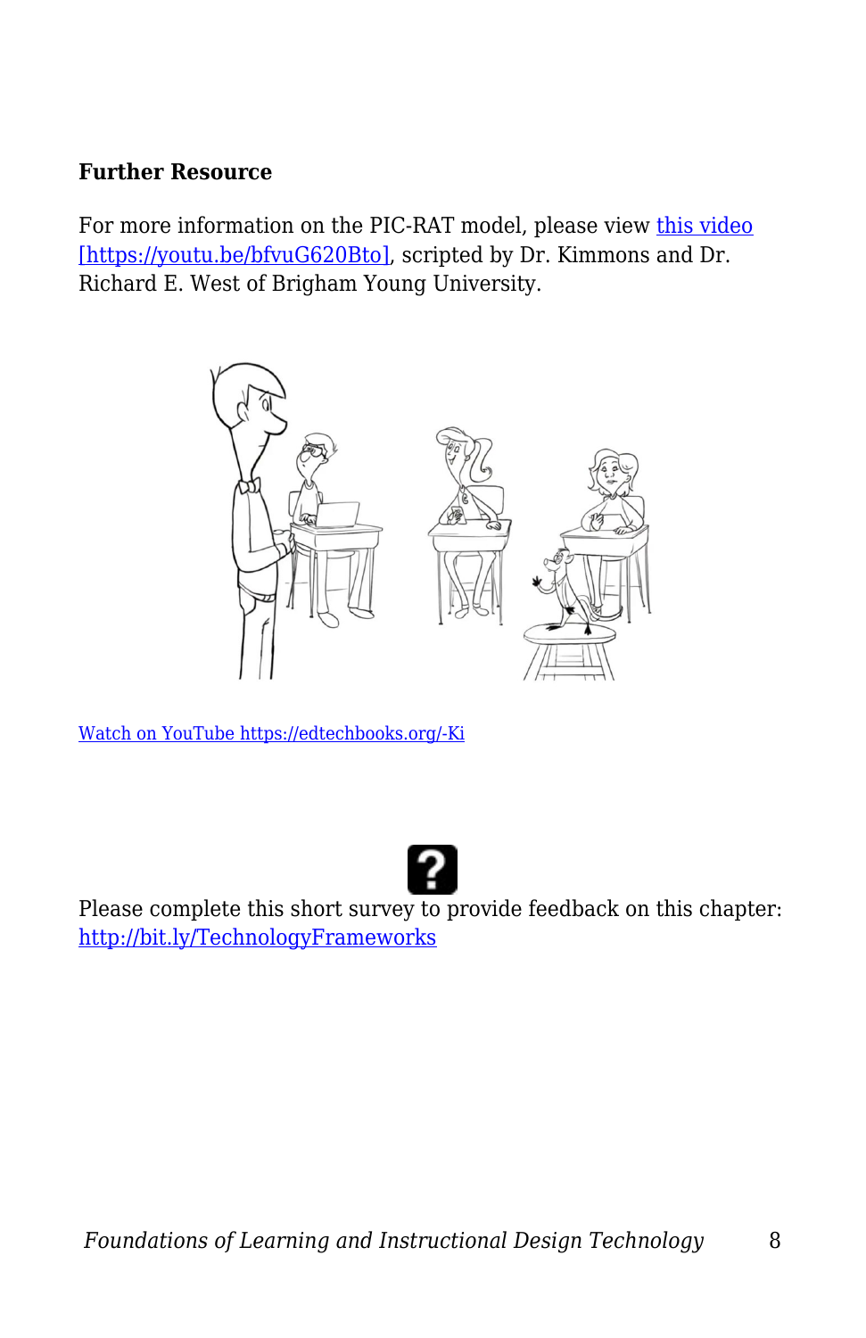**Further Resource**

For more information on the PIC-RAT model, please view this video [https://youtu.be/bfvuG620Bto], scripted by Dr. Kimmons and Dr. Richard E. West of Brigham Young University.

Watch on YouTube https://edtechbooks.org/-Ki

Please complete this short survey to provide feedback on this chapter: http://bit.ly/TechnologyFrameworks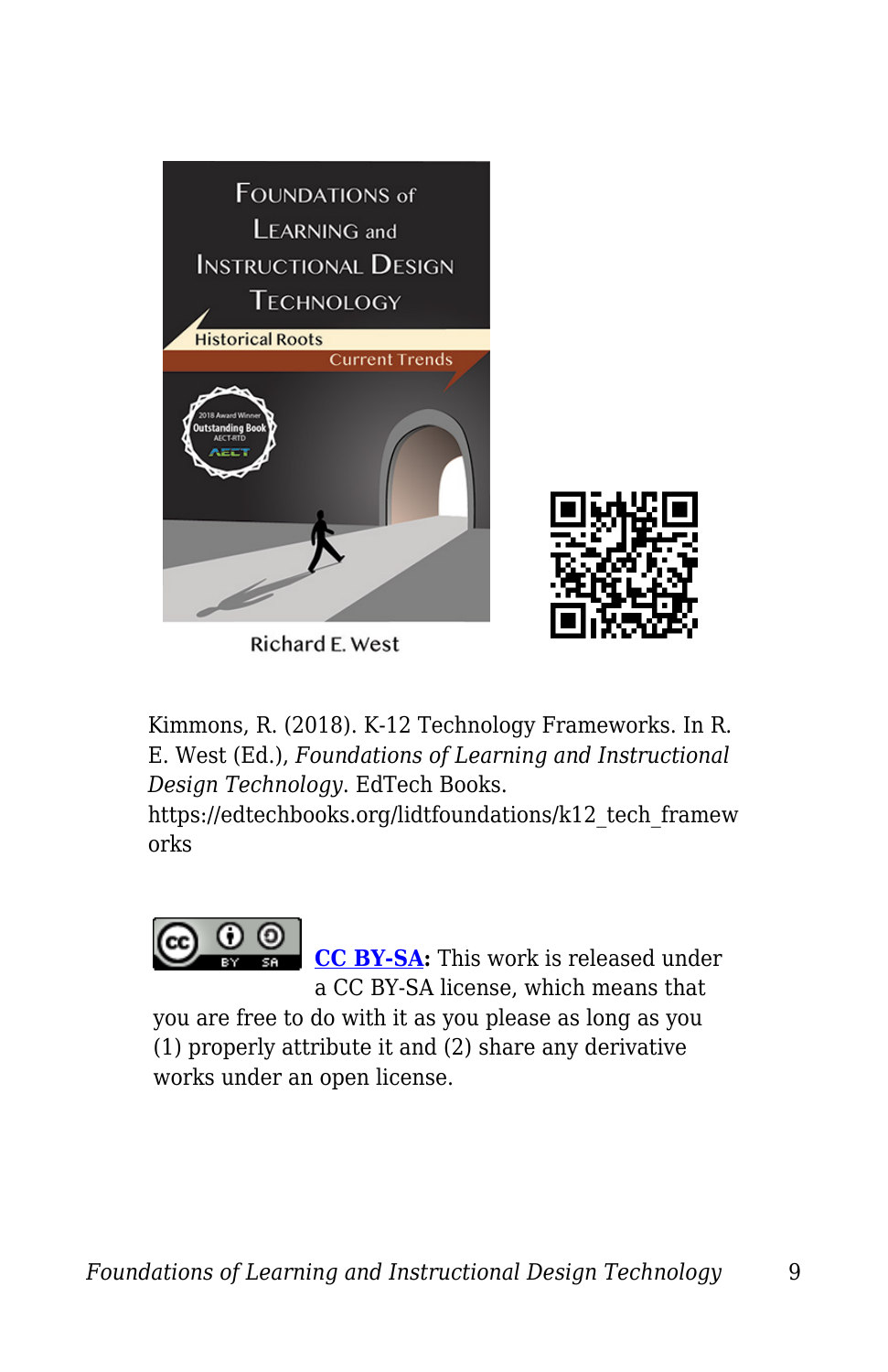Kimmons, R. (2018). K-12 Technology Frameworks. In R. E. West (Ed.), *Foundations of Learning and Instructional Design Technology*. EdTech Books. https://edtechbooks.org/lidtfoundations/k12_tech_frameworks

**CC BY-SA:** This work is released under a CC BY-SA license, which means that you are free to do with it as you please as long as you (1) properly attribute it and (2) share any derivative works under an open license.